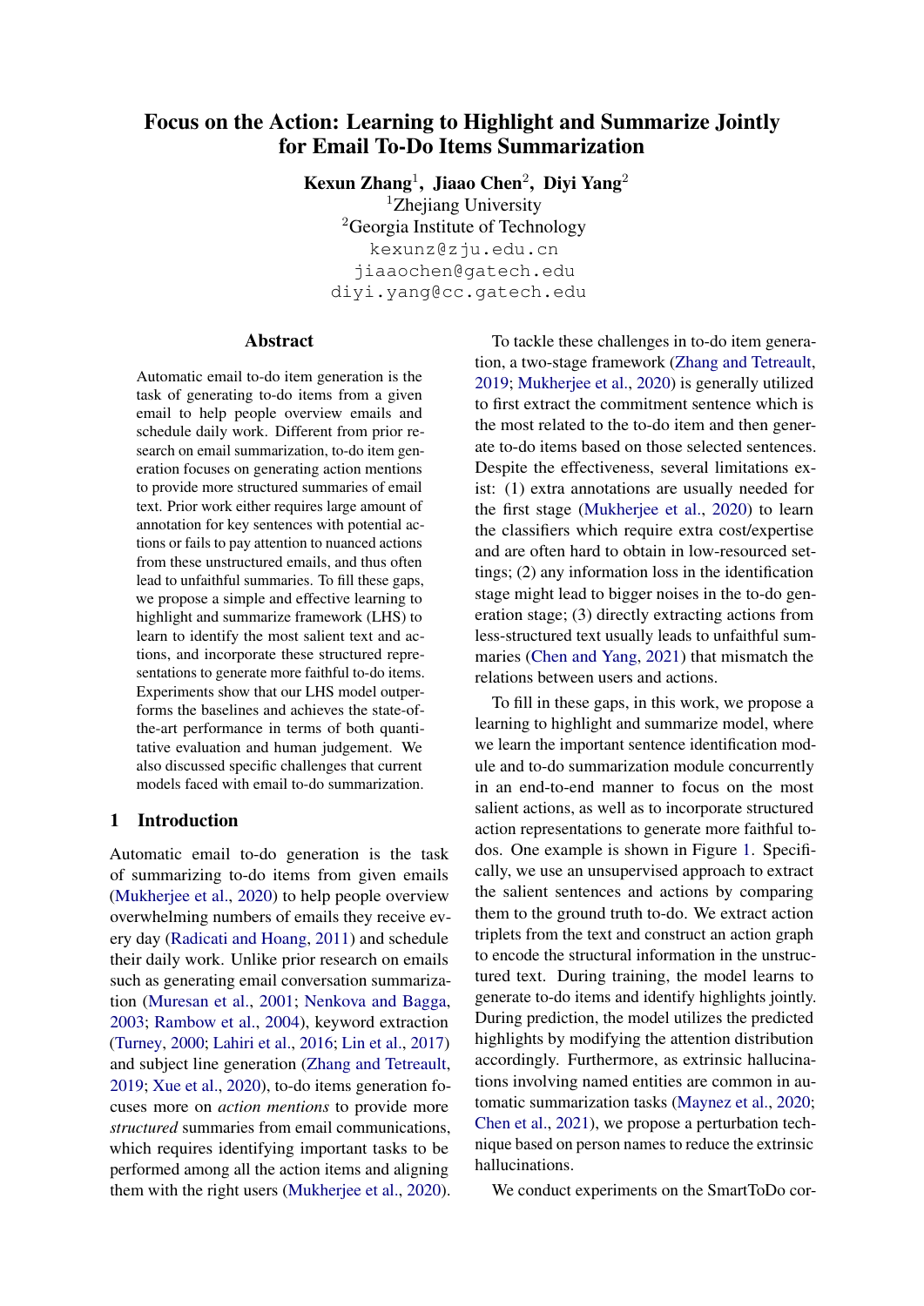# Focus on the Action: Learning to Highlight and Summarize Jointly for Email To-Do Items Summarization

**Kexun Zhang**[1], **Jiaao Chen**[2], **Diyi Yang**[2]

[1]Zhejiang University
[2]Georgia Institute of Technology

kexunz@zju.edu.cn
jiaaochen@gatech.edu
diyi.yang@cc.gatech.edu

## Abstract

Automatic email to-do item generation is the task of generating to-do items from a given email to help people overview emails and schedule daily work. Different from prior research on email summarization, to-do item generation focuses on generating action mentions to provide more structured summaries of email text. Prior work either requires large amount of annotation for key sentences with potential actions or fails to pay attention to nuanced actions from these unstructured emails, and thus often lead to unfaithful summaries. To fill these gaps, we propose a simple and effective learning to highlight and summarize framework (LHS) to learn to identify the most salient text and actions, and incorporate these structured representations to generate more faithful to-do items. Experiments show that our LHS model outperforms the baselines and achieves the state-of-the-art performance in terms of both quantitative evaluation and human judgement. We also discussed specific challenges that current models faced with email to-do summarization.

## 1 Introduction

Automatic email to-do generation is the task of summarizing to-do items from given emails (Mukherjee et al., 2020) to help people overview overwhelming numbers of emails they receive every day (Radicati and Hoang, 2011) and schedule their daily work. Unlike prior research on emails such as generating email conversation summarization (Muresan et al., 2001; Nenkova and Bagga, 2003; Rambow et al., 2004), keyword extraction (Turney, 2000; Lahiri et al., 2016; Lin et al., 2017) and subject line generation (Zhang and Tetreault, 2019; Xue et al., 2020), to-do items generation focuses more on *action mentions* to provide more *structured* summaries from email communications, which requires identifying important tasks to be performed among all the action items and aligning them with the right users (Mukherjee et al., 2020).

To tackle these challenges in to-do item generation, a two-stage framework (Zhang and Tetreault, 2019; Mukherjee et al., 2020) is generally utilized to first extract the commitment sentence which is the most related to the to-do item and then generate to-do items based on those selected sentences. Despite the effectiveness, several limitations exist: (1) extra annotations are usually needed for the first stage (Mukherjee et al., 2020) to learn the classifiers which require extra cost/expertise and are often hard to obtain in low-resourced settings; (2) any information loss in the identification stage might lead to bigger noises in the to-do generation stage; (3) directly extracting actions from less-structured text usually leads to unfaithful summaries (Chen and Yang, 2021) that mismatch the relations between users and actions.

To fill in these gaps, in this work, we propose a learning to highlight and summarize model, where we learn the important sentence identification module and to-do summarization module concurrently in an end-to-end manner to focus on the most salient actions, as well as to incorporate structured action representations to generate more faithful to-dos. One example is shown in Figure 1. Specifically, we use an unsupervised approach to extract the salient sentences and actions by comparing them to the ground truth to-do. We extract action triplets from the text and construct an action graph to encode the structural information in the unstructured text. During training, the model learns to generate to-do items and identify highlights jointly. During prediction, the model utilizes the predicted highlights by modifying the attention distribution accordingly. Furthermore, as extrinsic hallucinations involving named entities are common in automatic summarization tasks (Maynez et al., 2020; Chen et al., 2021), we propose a perturbation technique based on person names to reduce the extrinsic hallucinations.

We conduct experiments on the SmartToDo cor-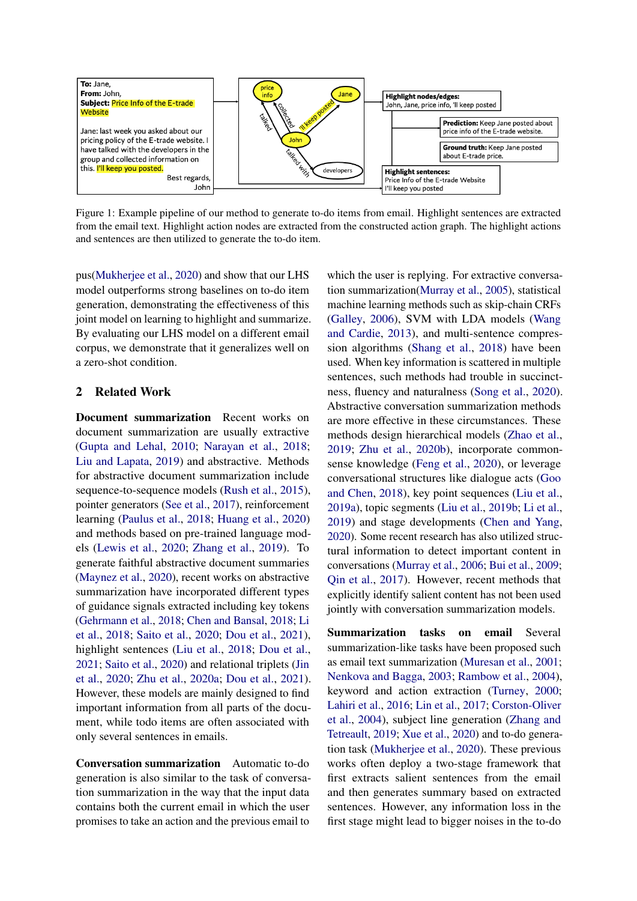To: Jane,
From: John,
Subject: Price Info of the E-trade Website

Jane: last week you asked about our pricing policy of the E-trade website. I have talked with the developers in the group and collected information on this. I'll keep you posted.

Best regards,
John

Highlight nodes/edges:
John, Jane, price info, 'll keep posted

Prediction: Keep Jane posted about price info of the E-trade website.

Ground truth: Keep Jane posted about E-trade price.

Highlight sentences:
Price Info of the E-trade Website
I'll keep you posted

Figure 1: Example pipeline of our method to generate to-do items from email. Highlight sentences are extracted from the email text. Highlight action nodes are extracted from the constructed action graph. The highlight actions and sentences are then utilized to generate the to-do item.

pus(Mukherjee et al., 2020) and show that our LHS model outperforms strong baselines on to-do item generation, demonstrating the effectiveness of this joint model on learning to highlight and summarize. By evaluating our LHS model on a different email corpus, we demonstrate that it generalizes well on a zero-shot condition.

## 2 Related Work

**Document summarization** Recent works on document summarization are usually extractive (Gupta and Lehal, 2010; Narayan et al., 2018; Liu and Lapata, 2019) and abstractive. Methods for abstractive document summarization include sequence-to-sequence models (Rush et al., 2015), pointer generators (See et al., 2017), reinforcement learning (Paulus et al., 2018; Huang et al., 2020) and methods based on pre-trained language models (Lewis et al., 2020; Zhang et al., 2019). To generate faithful abstractive document summaries (Maynez et al., 2020), recent works on abstractive summarization have incorporated different types of guidance signals extracted including key tokens (Gehrmann et al., 2018; Chen and Bansal, 2018; Li et al., 2018; Saito et al., 2020; Dou et al., 2021), highlight sentences (Liu et al., 2018; Dou et al., 2021; Saito et al., 2020) and relational triplets (Jin et al., 2020; Zhu et al., 2020a; Dou et al., 2021). However, these models are mainly designed to find important information from all parts of the document, while todo items are often associated with only several sentences in emails.

**Conversation summarization** Automatic to-do generation is also similar to the task of conversation summarization in the way that the input data contains both the current email in which the user promises to take an action and the previous email to which the user is replying. For extractive conversation summarization(Murray et al., 2005), statistical machine learning methods such as skip-chain CRFs (Galley, 2006), SVM with LDA models (Wang and Cardie, 2013), and multi-sentence compression algorithms (Shang et al., 2018) have been used. When key information is scattered in multiple sentences, such methods had trouble in succinctness, fluency and naturalness (Song et al., 2020). Abstractive conversation summarization methods are more effective in these circumstances. These methods design hierarchical models (Zhao et al., 2019; Zhu et al., 2020b), incorporate commonsense knowledge (Feng et al., 2020), or leverage conversational structures like dialogue acts (Goo and Chen, 2018), key point sequences (Liu et al., 2019a), topic segments (Liu et al., 2019b; Li et al., 2019) and stage developments (Chen and Yang, 2020). Some recent research has also utilized structural information to detect important content in conversations (Murray et al., 2006; Bui et al., 2009; Qin et al., 2017). However, recent methods that explicitly identify salient content has not been used jointly with conversation summarization models.

**Summarization tasks on email** Several summarization-like tasks have been proposed such as email text summarization (Muresan et al., 2001; Nenkova and Bagga, 2003; Rambow et al., 2004), keyword and action extraction (Turney, 2000; Lahiri et al., 2016; Lin et al., 2017; Corston-Oliver et al., 2004), subject line generation (Zhang and Tetreault, 2019; Xue et al., 2020) and to-do generation task (Mukherjee et al., 2020). These previous works often deploy a two-stage framework that first extracts salient sentences from the email and then generates summary based on extracted sentences. However, any information loss in the first stage might lead to bigger noises in the to-do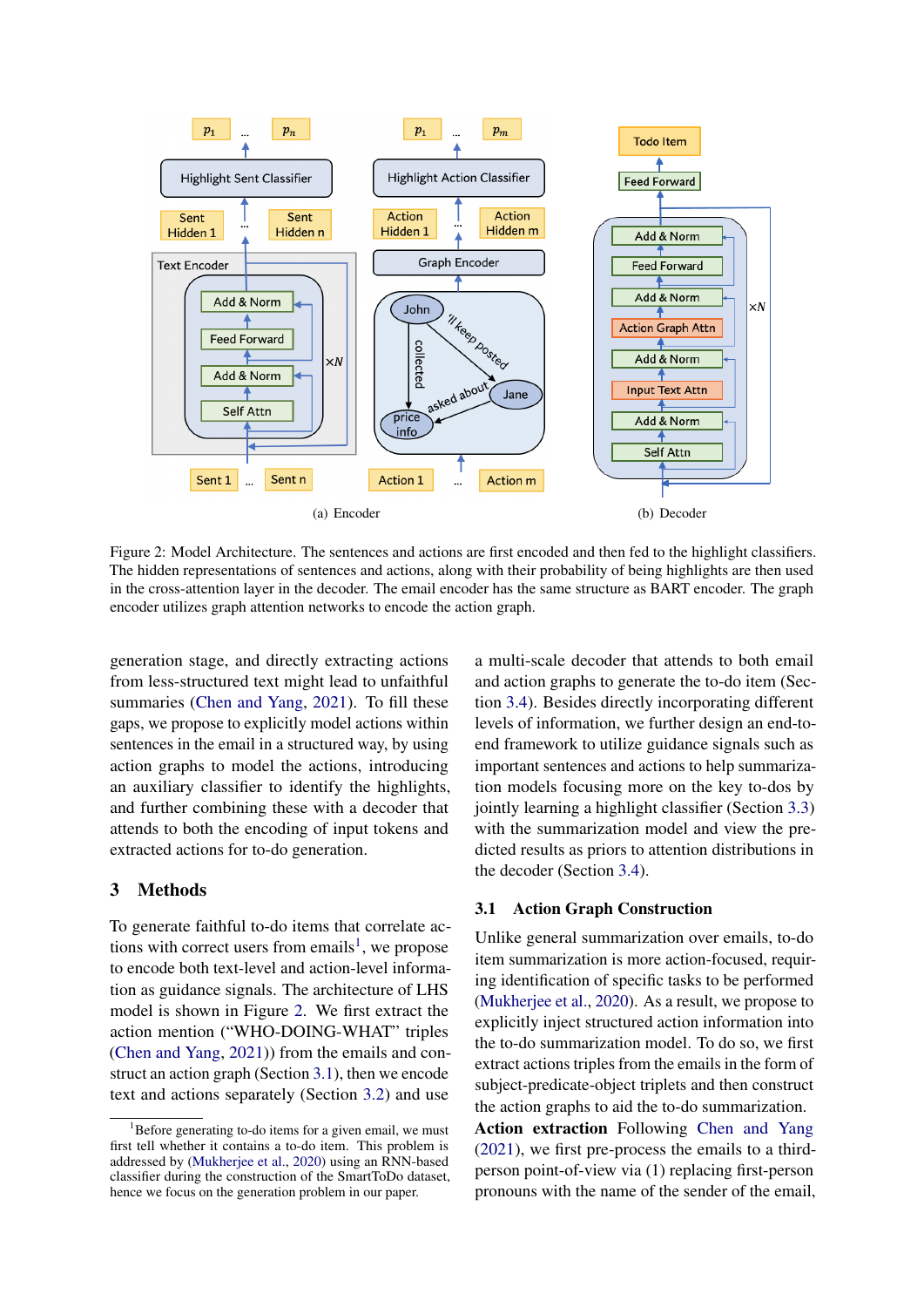(a) Encoder

(b) Decoder

Figure 2: Model Architecture. The sentences and actions are first encoded and then fed to the highlight classifiers. The hidden representations of sentences and actions, along with their probability of being highlights are then used in the cross-attention layer in the decoder. The email encoder has the same structure as BART encoder. The graph encoder utilizes graph attention networks to encode the action graph.

generation stage, and directly extracting actions from less-structured text might lead to unfaithful summaries (Chen and Yang, 2021). To fill these gaps, we propose to explicitly model actions within sentences in the email in a structured way, by using action graphs to model the actions, introducing an auxiliary classifier to identify the highlights, and further combining these with a decoder that attends to both the encoding of input tokens and extracted actions for to-do generation.

## 3 Methods

To generate faithful to-do items that correlate actions with correct users from emails[1], we propose to encode both text-level and action-level information as guidance signals. The architecture of LHS model is shown in Figure 2. We first extract the action mention ("WHO-DOING-WHAT" triples (Chen and Yang, 2021)) from the emails and construct an action graph (Section 3.1), then we encode text and actions separately (Section 3.2) and use a multi-scale decoder that attends to both email and action graphs to generate the to-do item (Section 3.4). Besides directly incorporating different levels of information, we further design an end-to-end framework to utilize guidance signals such as important sentences and actions to help summarization models focusing more on the key to-dos by jointly learning a highlight classifier (Section 3.3) with the summarization model and view the predicted results as priors to attention distributions in the decoder (Section 3.4).

### 3.1 Action Graph Construction

Unlike general summarization over emails, to-do item summarization is more action-focused, requiring identification of specific tasks to be performed (Mukherjee et al., 2020). As a result, we propose to explicitly inject structured action information into the to-do summarization model. To do so, we first extract actions triples from the emails in the form of subject-predicate-object triplets and then construct the action graphs to aid the to-do summarization.

**Action extraction** Following Chen and Yang (2021), we first pre-process the emails to a third-person point-of-view via (1) replacing first-person pronouns with the name of the sender of the email,

[1] Before generating to-do items for a given email, we must first tell whether it contains a to-do item. This problem is addressed by (Mukherjee et al., 2020) using an RNN-based classifier during the construction of the SmartToDo dataset, hence we focus on the generation problem in our paper.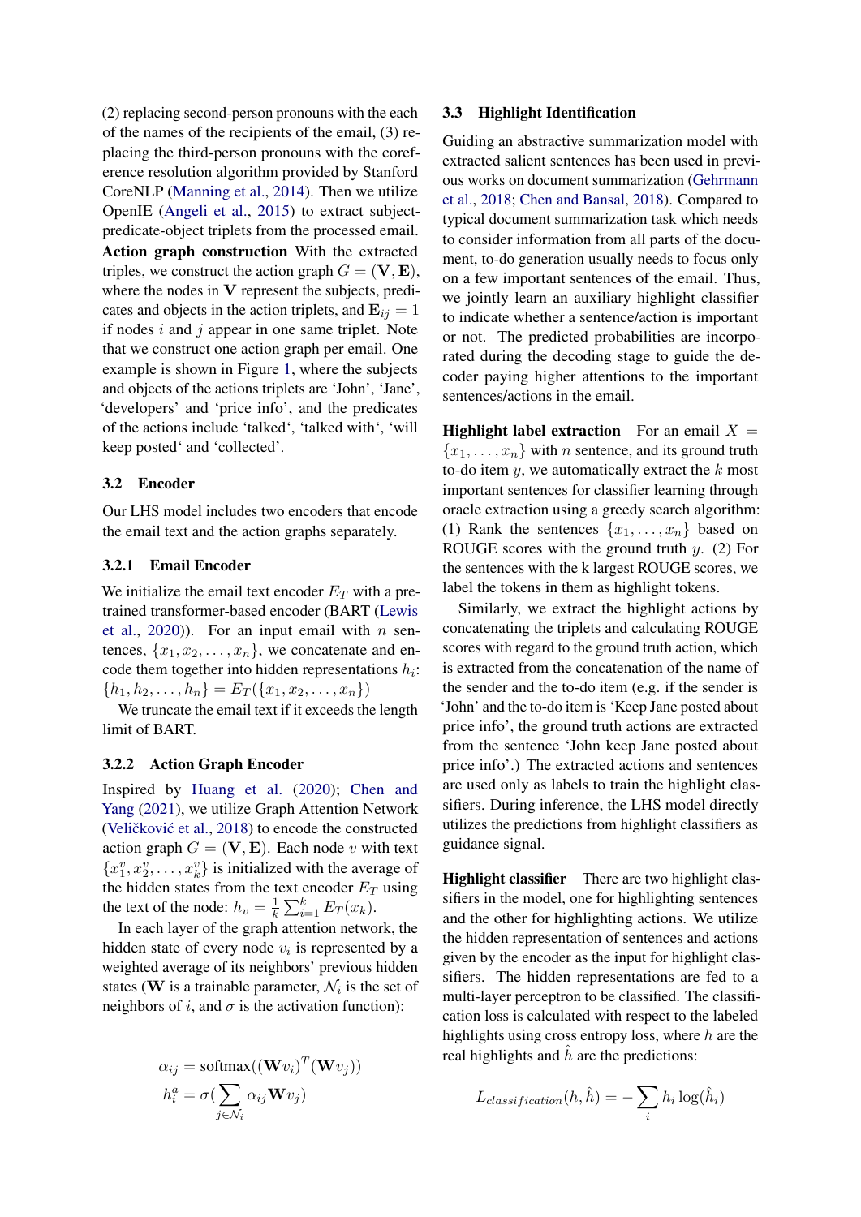(2) replacing second-person pronouns with the each of the names of the recipients of the email, (3) replacing the third-person pronouns with the coreference resolution algorithm provided by Stanford CoreNLP (Manning et al., 2014). Then we utilize OpenIE (Angeli et al., 2015) to extract subject-predicate-object triplets from the processed email.

**Action graph construction** With the extracted triples, we construct the action graph $G = (\mathbf{V}, \mathbf{E})$, where the nodes in $\mathbf{V}$ represent the subjects, predicates and objects in the action triplets, and $\mathbf{E}_{ij} = 1$ if nodes $i$ and $j$ appear in one same triplet. Note that we construct one action graph per email. One example is shown in Figure 1, where the subjects and objects of the actions triplets are 'John', 'Jane', 'developers' and 'price info', and the predicates of the actions include 'talked', 'talked with', 'will keep posted' and 'collected'.

### 3.2 Encoder

Our LHS model includes two encoders that encode the email text and the action graphs separately.

#### 3.2.1 Email Encoder

We initialize the email text encoder $E_T$ with a pre-trained transformer-based encoder (BART (Lewis et al., 2020)). For an input email with $n$ sentences, $\{x_1, x_2, \ldots, x_n\}$, we concatenate and encode them together into hidden representations $h_i$: $\{h_1, h_2, \ldots, h_n\} = E_T(\{x_1, x_2, \ldots, x_n\})$

We truncate the email text if it exceeds the length limit of BART.

#### 3.2.2 Action Graph Encoder

Inspired by Huang et al. (2020); Chen and Yang (2021), we utilize Graph Attention Network (Veličković et al., 2018) to encode the constructed action graph $G = (\mathbf{V}, \mathbf{E})$. Each node $v$ with text $\{x^v_1, x^v_2, \ldots, x^v_k\}$ is initialized with the average of the hidden states from the text encoder $E_T$ using the text of the node: $h_v = \frac{1}{k}\sum_{i=1}^{k} E_T(x_k)$.

In each layer of the graph attention network, the hidden state of every node $v_i$ is represented by a weighted average of its neighbors' previous hidden states ($\mathbf{W}$ is a trainable parameter, $\mathcal{N}_i$ is the set of neighbors of $i$, and $\sigma$ is the activation function):

$$\alpha_{ij} = \text{softmax}((\mathbf{W}v_i)^T(\mathbf{W}v_j))$$
$$h^a_i = \sigma\left(\sum_{j \in \mathcal{N}_i} \alpha_{ij}\mathbf{W}v_j\right)$$

### 3.3 Highlight Identification

Guiding an abstractive summarization model with extracted salient sentences has been used in previous works on document summarization (Gehrmann et al., 2018; Chen and Bansal, 2018). Compared to typical document summarization task which needs to consider information from all parts of the document, to-do generation usually needs to focus only on a few important sentences of the email. Thus, we jointly learn an auxiliary highlight classifier to indicate whether a sentence/action is important or not. The predicted probabilities are incorporated during the decoding stage to guide the decoder paying higher attentions to the important sentences/actions in the email.

**Highlight label extraction** For an email $X = \{x_1, \ldots, x_n\}$ with $n$ sentence, and its ground truth to-do item $y$, we automatically extract the $k$ most important sentences for classifier learning through oracle extraction using a greedy search algorithm: (1) Rank the sentences $\{x_1, \ldots, x_n\}$ based on ROUGE scores with the ground truth $y$. (2) For the sentences with the k largest ROUGE scores, we label the tokens in them as highlight tokens.

Similarly, we extract the highlight actions by concatenating the triplets and calculating ROUGE scores with regard to the ground truth action, which is extracted from the concatenation of the name of the sender and the to-do item (e.g. if the sender is 'John' and the to-do item is 'Keep Jane posted about price info', the ground truth actions are extracted from the sentence 'John keep Jane posted about price info'.) The extracted actions and sentences are used only as labels to train the highlight classifiers. During inference, the LHS model directly utilizes the predictions from highlight classifiers as guidance signal.

**Highlight classifier** There are two highlight classifiers in the model, one for highlighting sentences and the other for highlighting actions. We utilize the hidden representation of sentences and actions given by the encoder as the input for highlight classifiers. The hidden representations are fed to a multi-layer perceptron to be classified. The classification loss is calculated with respect to the labeled highlights using cross entropy loss, where $h$ are the real highlights and $\hat{h}$ are the predictions:

$$L_{classification}(h, \hat{h}) = -\sum_i h_i \log(\hat{h}_i)$$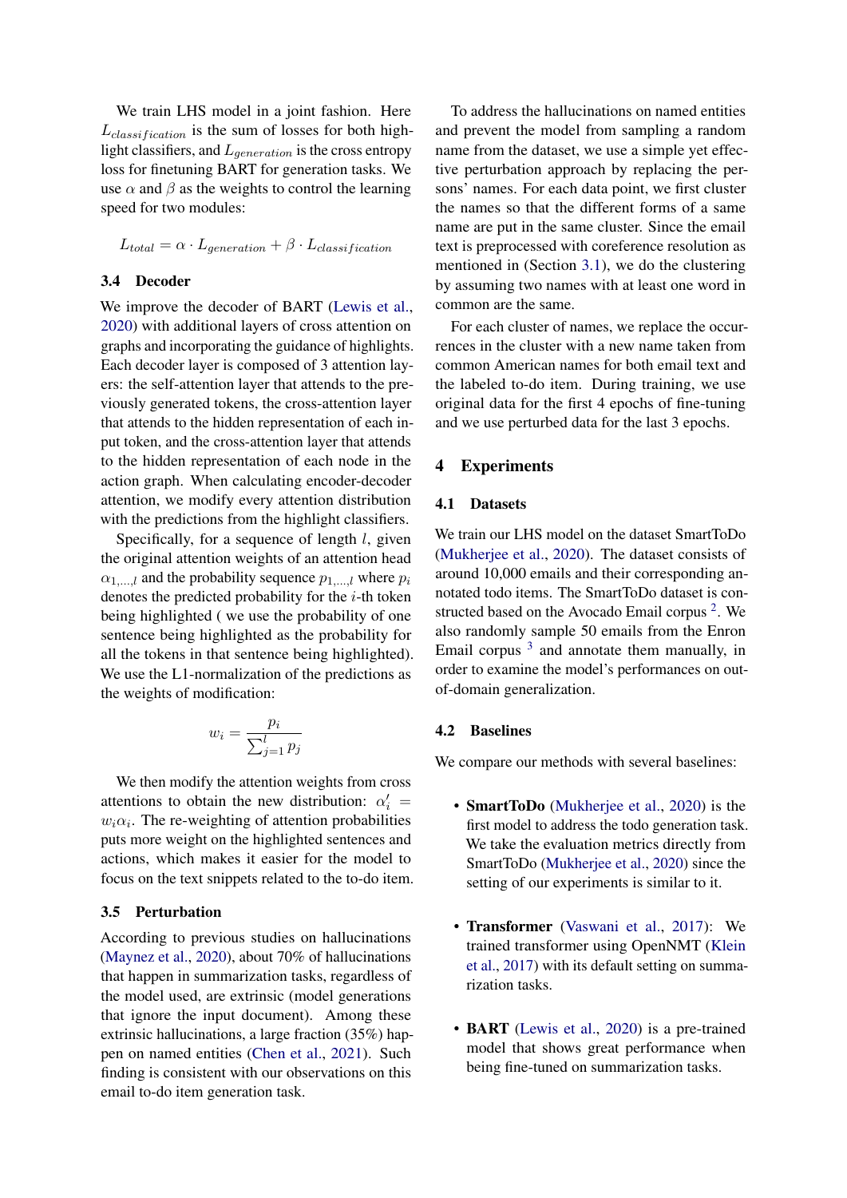We train LHS model in a joint fashion. Here $L_{classification}$ is the sum of losses for both highlight classifiers, and $L_{generation}$ is the cross entropy loss for finetuning BART for generation tasks. We use $\alpha$ and $\beta$ as the weights to control the learning speed for two modules:

$$L_{total} = \alpha \cdot L_{generation} + \beta \cdot L_{classification}$$

### 3.4 Decoder

We improve the decoder of BART (Lewis et al., 2020) with additional layers of cross attention on graphs and incorporating the guidance of highlights. Each decoder layer is composed of 3 attention layers: the self-attention layer that attends to the previously generated tokens, the cross-attention layer that attends to the hidden representation of each input token, and the cross-attention layer that attends to the hidden representation of each node in the action graph. When calculating encoder-decoder attention, we modify every attention distribution with the predictions from the highlight classifiers.

Specifically, for a sequence of length $l$, given the original attention weights of an attention head $\alpha_{1,...,l}$ and the probability sequence $p_{1,...,l}$ where $p_i$ denotes the predicted probability for the $i$-th token being highlighted ( we use the probability of one sentence being highlighted as the probability for all the tokens in that sentence being highlighted). We use the L1-normalization of the predictions as the weights of modification:

$$w_i = \frac{p_i}{\sum_{j=1}^{l} p_j}$$

We then modify the attention weights from cross attentions to obtain the new distribution: $\alpha_i' = w_i \alpha_i$. The re-weighting of attention probabilities puts more weight on the highlighted sentences and actions, which makes it easier for the model to focus on the text snippets related to the to-do item.

### 3.5 Perturbation

According to previous studies on hallucinations (Maynez et al., 2020), about 70% of hallucinations that happen in summarization tasks, regardless of the model used, are extrinsic (model generations that ignore the input document). Among these extrinsic hallucinations, a large fraction (35%) happen on named entities (Chen et al., 2021). Such finding is consistent with our observations on this email to-do item generation task.

To address the hallucinations on named entities and prevent the model from sampling a random name from the dataset, we use a simple yet effective perturbation approach by replacing the persons' names. For each data point, we first cluster the names so that the different forms of a same name are put in the same cluster. Since the email text is preprocessed with coreference resolution as mentioned in (Section 3.1), we do the clustering by assuming two names with at least one word in common are the same.

For each cluster of names, we replace the occurrences in the cluster with a new name taken from common American names for both email text and the labeled to-do item. During training, we use original data for the first 4 epochs of fine-tuning and we use perturbed data for the last 3 epochs.

## 4 Experiments

### 4.1 Datasets

We train our LHS model on the dataset SmartToDo (Mukherjee et al., 2020). The dataset consists of around 10,000 emails and their corresponding annotated todo items. The SmartToDo dataset is constructed based on the Avocado Email corpus [2]. We also randomly sample 50 emails from the Enron Email corpus [3] and annotate them manually, in order to examine the model's performances on out-of-domain generalization.

### 4.2 Baselines

We compare our methods with several baselines:

- **SmartToDo** (Mukherjee et al., 2020) is the first model to address the todo generation task. We take the evaluation metrics directly from SmartToDo (Mukherjee et al., 2020) since the setting of our experiments is similar to it.

- **Transformer** (Vaswani et al., 2017): We trained transformer using OpenNMT (Klein et al., 2017) with its default setting on summarization tasks.

- **BART** (Lewis et al., 2020) is a pre-trained model that shows great performance when being fine-tuned on summarization tasks.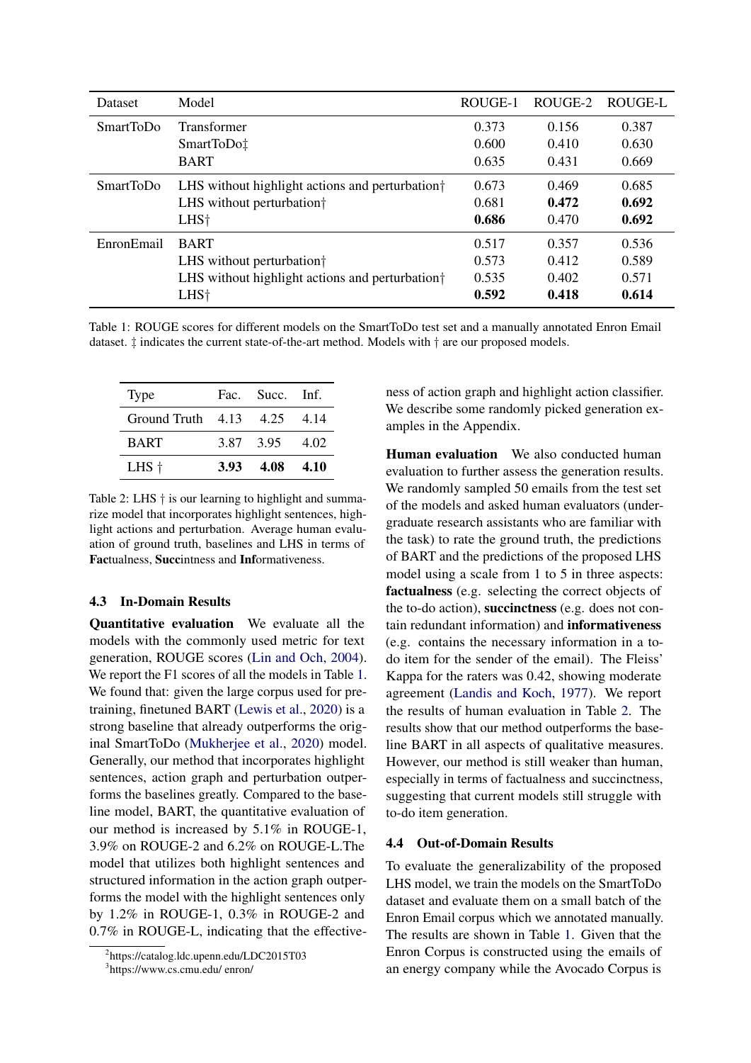| Dataset | Model | ROUGE-1 | ROUGE-2 | ROUGE-L |
|---|---|---|---|---|
| SmartToDo | Transformer | 0.373 | 0.156 | 0.387 |
| | SmartToDo‡ | 0.600 | 0.410 | 0.630 |
| | BART | 0.635 | 0.431 | 0.669 |
| SmartToDo | LHS without highlight actions and perturbation† | 0.673 | 0.469 | 0.685 |
| | LHS without perturbation† | 0.681 | **0.472** | **0.692** |
| | LHS† | **0.686** | 0.470 | **0.692** |
| EnronEmail | BART | 0.517 | 0.357 | 0.536 |
| | LHS without perturbation† | 0.573 | 0.412 | 0.589 |
| | LHS without highlight actions and perturbation† | 0.535 | 0.402 | 0.571 |
| | LHS† | **0.592** | **0.418** | **0.614** |

Table 1: ROUGE scores for different models on the SmartToDo test set and a manually annotated Enron Email dataset. ‡ indicates the current state-of-the-art method. Models with † are our proposed models.

| Type | Fac. | Succ. | Inf. |
|---|---|---|---|
| Ground Truth | 4.13 | 4.25 | 4.14 |
| BART | 3.87 | 3.95 | 4.02 |
| LHS † | **3.93** | **4.08** | **4.10** |

Table 2: LHS † is our learning to highlight and summarize model that incorporates highlight sentences, highlight actions and perturbation. Average human evaluation of ground truth, baselines and LHS in terms of **Fac**tualness, **Succ**intness and **Inf**ormativeness.

### 4.3 In-Domain Results

**Quantitative evaluation** We evaluate all the models with the commonly used metric for text generation, ROUGE scores (Lin and Och, 2004). We report the F1 scores of all the models in Table 1. We found that: given the large corpus used for pretraining, finetuned BART (Lewis et al., 2020) is a strong baseline that already outperforms the original SmartToDo (Mukherjee et al., 2020) model. Generally, our method that incorporates highlight sentences, action graph and perturbation outperforms the baselines greatly. Compared to the baseline model, BART, the quantitative evaluation of our method is increased by 5.1% in ROUGE-1, 3.9% on ROUGE-2 and 6.2% on ROUGE-L.The model that utilizes both highlight sentences and structured information in the action graph outperforms the model with the highlight sentences only by 1.2% in ROUGE-1, 0.3% in ROUGE-2 and 0.7% in ROUGE-L, indicating that the effectiveness of action graph and highlight action classifier. We describe some randomly picked generation examples in the Appendix.

**Human evaluation** We also conducted human evaluation to further assess the generation results. We randomly sampled 50 emails from the test set of the models and asked human evaluators (undergraduate research assistants who are familiar with the task) to rate the ground truth, the predictions of BART and the predictions of the proposed LHS model using a scale from 1 to 5 in three aspects: **factualness** (e.g. selecting the correct objects of the to-do action), **succinctness** (e.g. does not contain redundant information) and **informativeness** (e.g. contains the necessary information in a to-do item for the sender of the email). The Fleiss' Kappa for the raters was 0.42, showing moderate agreement (Landis and Koch, 1977). We report the results of human evaluation in Table 2. The results show that our method outperforms the baseline BART in all aspects of qualitative measures. However, our method is still weaker than human, especially in terms of factualness and succinctness, suggesting that current models still struggle with to-do item generation.

### 4.4 Out-of-Domain Results

To evaluate the generalizability of the proposed LHS model, we train the models on the SmartToDo dataset and evaluate them on a small batch of the Enron Email corpus which we annotated manually. The results are shown in Table 1. Given that the Enron Corpus is constructed using the emails of an energy company while the Avocado Corpus is

[2]https://catalog.ldc.upenn.edu/LDC2015T03

[3]https://www.cs.cmu.edu/ enron/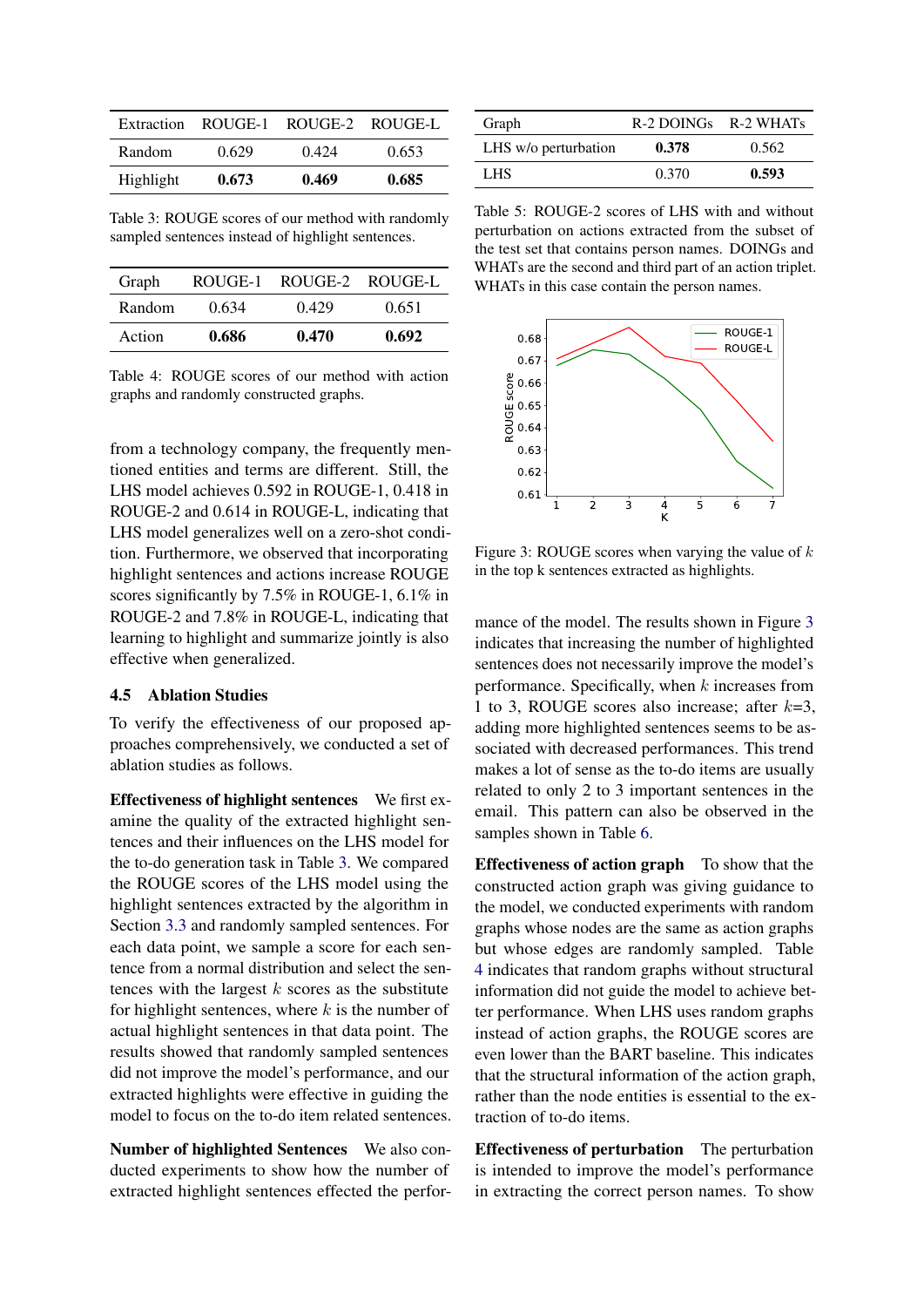| Extraction | ROUGE-1 | ROUGE-2 | ROUGE-L |
|---|---|---|---|
| Random | 0.629 | 0.424 | 0.653 |
| Highlight | **0.673** | **0.469** | **0.685** |

Table 3: ROUGE scores of our method with randomly sampled sentences instead of highlight sentences.

| Graph | ROUGE-1 | ROUGE-2 | ROUGE-L |
|---|---|---|---|
| Random | 0.634 | 0.429 | 0.651 |
| Action | **0.686** | **0.470** | **0.692** |

Table 4: ROUGE scores of our method with action graphs and randomly constructed graphs.

from a technology company, the frequently mentioned entities and terms are different. Still, the LHS model achieves 0.592 in ROUGE-1, 0.418 in ROUGE-2 and 0.614 in ROUGE-L, indicating that LHS model generalizes well on a zero-shot condition. Furthermore, we observed that incorporating highlight sentences and actions increase ROUGE scores significantly by 7.5% in ROUGE-1, 6.1% in ROUGE-2 and 7.8% in ROUGE-L, indicating that learning to highlight and summarize jointly is also effective when generalized.

### 4.5 Ablation Studies

To verify the effectiveness of our proposed approaches comprehensively, we conducted a set of ablation studies as follows.

**Effectiveness of highlight sentences** We first examine the quality of the extracted highlight sentences and their influences on the LHS model for the to-do generation task in Table 3. We compared the ROUGE scores of the LHS model using the highlight sentences extracted by the algorithm in Section 3.3 and randomly sampled sentences. For each data point, we sample a score for each sentence from a normal distribution and select the sentences with the largest $k$ scores as the substitute for highlight sentences, where $k$ is the number of actual highlight sentences in that data point. The results showed that randomly sampled sentences did not improve the model's performance, and our extracted highlights were effective in guiding the model to focus on the to-do item related sentences.

**Number of highlighted Sentences** We also conducted experiments to show how the number of extracted highlight sentences effected the performance of the model. The results shown in Figure 3 indicates that increasing the number of highlighted sentences does not necessarily improve the model's performance. Specifically, when $k$ increases from 1 to 3, ROUGE scores also increase; after $k$=3, adding more highlighted sentences seems to be associated with decreased performances. This trend makes a lot of sense as the to-do items are usually related to only 2 to 3 important sentences in the email. This pattern can also be observed in the samples shown in Table 6.

| Graph | R-2 DOINGs | R-2 WHATs |
|---|---|---|
| LHS w/o perturbation | **0.378** | 0.562 |
| LHS | 0.370 | **0.593** |

Table 5: ROUGE-2 scores of LHS with and without perturbation on actions extracted from the subset of the test set that contains person names. DOINGs and WHATs are the second and third part of an action triplet. WHATs in this case contain the person names.

Figure 3: ROUGE scores when varying the value of $k$ in the top k sentences extracted as highlights.

**Effectiveness of action graph** To show that the constructed action graph was giving guidance to the model, we conducted experiments with random graphs whose nodes are the same as action graphs but whose edges are randomly sampled. Table 4 indicates that random graphs without structural information did not guide the model to achieve better performance. When LHS uses random graphs instead of action graphs, the ROUGE scores are even lower than the BART baseline. This indicates that the structural information of the action graph, rather than the node entities is essential to the extraction of to-do items.

**Effectiveness of perturbation** The perturbation is intended to improve the model's performance in extracting the correct person names. To show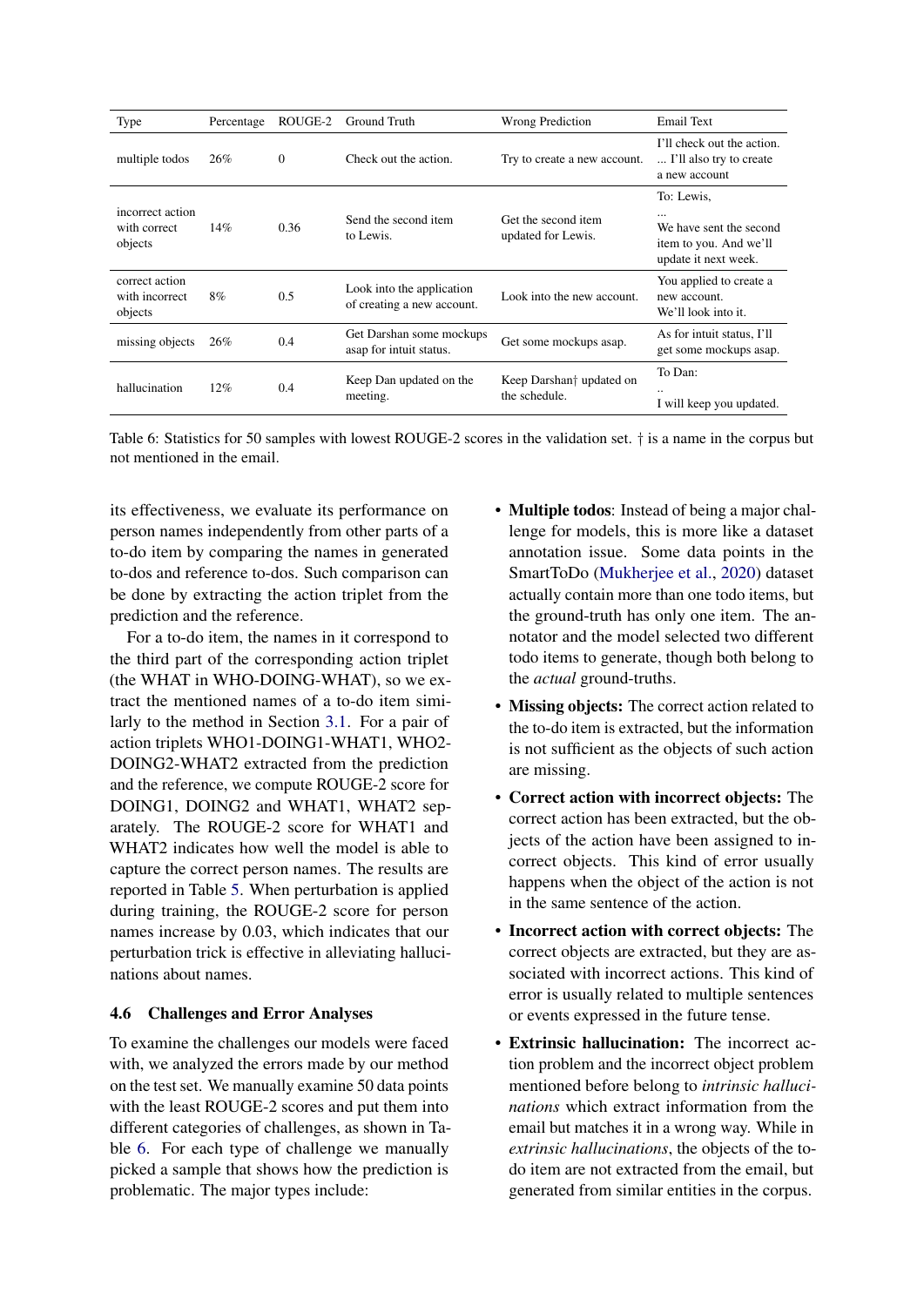| Type | Percentage | ROUGE-2 | Ground Truth | Wrong Prediction | Email Text |
|---|---|---|---|---|---|
| multiple todos | 26% | 0 | Check out the action. | Try to create a new account. | I'll check out the action. ... I'll also try to create a new account |
| incorrect action with correct objects | 14% | 0.36 | Send the second item to Lewis. | Get the second item updated for Lewis. | To: Lewis, ... We have sent the second item to you. And we'll update it next week. |
| correct action with incorrect objects | 8% | 0.5 | Look into the application of creating a new account. | Look into the new account. | You applied to create a new account. We'll look into it. |
| missing objects | 26% | 0.4 | Get Darshan some mockups asap for intuit status. | Get some mockups asap. | As for intuit status, I'll get some mockups asap. |
| hallucination | 12% | 0.4 | Keep Dan updated on the meeting. | Keep Darshan† updated on the schedule. | To Dan: .. I will keep you updated. |

Table 6: Statistics for 50 samples with lowest ROUGE-2 scores in the validation set. † is a name in the corpus but not mentioned in the email.

its effectiveness, we evaluate its performance on person names independently from other parts of a to-do item by comparing the names in generated to-dos and reference to-dos. Such comparison can be done by extracting the action triplet from the prediction and the reference.

For a to-do item, the names in it correspond to the third part of the corresponding action triplet (the WHAT in WHO-DOING-WHAT), so we extract the mentioned names of a to-do item similarly to the method in Section 3.1. For a pair of action triplets WHO1-DOING1-WHAT1, WHO2-DOING2-WHAT2 extracted from the prediction and the reference, we compute ROUGE-2 score for DOING1, DOING2 and WHAT1, WHAT2 separately. The ROUGE-2 score for WHAT1 and WHAT2 indicates how well the model is able to capture the correct person names. The results are reported in Table 5. When perturbation is applied during training, the ROUGE-2 score for person names increase by 0.03, which indicates that our perturbation trick is effective in alleviating hallucinations about names.

### 4.6 Challenges and Error Analyses

To examine the challenges our models were faced with, we analyzed the errors made by our method on the test set. We manually examine 50 data points with the least ROUGE-2 scores and put them into different categories of challenges, as shown in Table 6. For each type of challenge we manually picked a sample that shows how the prediction is problematic. The major types include:

- **Multiple todos**: Instead of being a major challenge for models, this is more like a dataset annotation issue. Some data points in the SmartToDo (Mukherjee et al., 2020) dataset actually contain more than one todo items, but the ground-truth has only one item. The annotator and the model selected two different todo items to generate, though both belong to the *actual* ground-truths.
- **Missing objects:** The correct action related to the to-do item is extracted, but the information is not sufficient as the objects of such action are missing.
- **Correct action with incorrect objects:** The correct action has been extracted, but the objects of the action have been assigned to incorrect objects. This kind of error usually happens when the object of the action is not in the same sentence of the action.
- **Incorrect action with correct objects:** The correct objects are extracted, but they are associated with incorrect actions. This kind of error is usually related to multiple sentences or events expressed in the future tense.
- **Extrinsic hallucination:** The incorrect action problem and the incorrect object problem mentioned before belong to *intrinsic hallucinations* which extract information from the email but matches it in a wrong way. While in *extrinsic hallucinations*, the objects of the to-do item are not extracted from the email, but generated from similar entities in the corpus.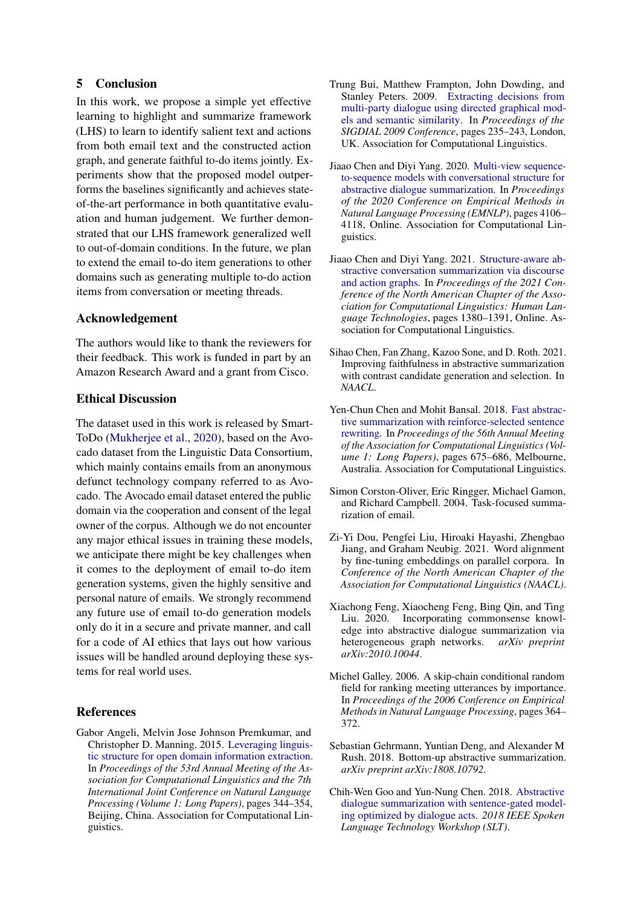## 5 Conclusion

In this work, we propose a simple yet effective learning to highlight and summarize framework (LHS) to learn to identify salient text and actions from both email text and the constructed action graph, and generate faithful to-do items jointly. Experiments show that the proposed model outperforms the baselines significantly and achieves state-of-the-art performance in both quantitative evaluation and human judgement. We further demonstrated that our LHS framework generalized well to out-of-domain conditions. In the future, we plan to extend the email to-do item generations to other domains such as generating multiple to-do action items from conversation or meeting threads.

## Acknowledgement

The authors would like to thank the reviewers for their feedback. This work is funded in part by an Amazon Research Award and a grant from Cisco.

## Ethical Discussion

The dataset used in this work is released by SmartToDo (Mukherjee et al., 2020), based on the Avocado dataset from the Linguistic Data Consortium, which mainly contains emails from an anonymous defunct technology company referred to as Avocado. The Avocado email dataset entered the public domain via the cooperation and consent of the legal owner of the corpus. Although we do not encounter any major ethical issues in training these models, we anticipate there might be key challenges when it comes to the deployment of email to-do item generation systems, given the highly sensitive and personal nature of emails. We strongly recommend any future use of email to-do generation models only do it in a secure and private manner, and call for a code of AI ethics that lays out how various issues will be handled around deploying these systems for real world uses.

## References

Gabor Angeli, Melvin Jose Johnson Premkumar, and Christopher D. Manning. 2015. Leveraging linguistic structure for open domain information extraction. In *Proceedings of the 53rd Annual Meeting of the Association for Computational Linguistics and the 7th International Joint Conference on Natural Language Processing (Volume 1: Long Papers)*, pages 344–354, Beijing, China. Association for Computational Linguistics.

Trung Bui, Matthew Frampton, John Dowding, and Stanley Peters. 2009. Extracting decisions from multi-party dialogue using directed graphical models and semantic similarity. In *Proceedings of the SIGDIAL 2009 Conference*, pages 235–243, London, UK. Association for Computational Linguistics.

Jiaao Chen and Diyi Yang. 2020. Multi-view sequence-to-sequence models with conversational structure for abstractive dialogue summarization. In *Proceedings of the 2020 Conference on Empirical Methods in Natural Language Processing (EMNLP)*, pages 4106–4118, Online. Association for Computational Linguistics.

Jiaao Chen and Diyi Yang. 2021. Structure-aware abstractive conversation summarization via discourse and action graphs. In *Proceedings of the 2021 Conference of the North American Chapter of the Association for Computational Linguistics: Human Language Technologies*, pages 1380–1391, Online. Association for Computational Linguistics.

Sihao Chen, Fan Zhang, Kazoo Sone, and D. Roth. 2021. Improving faithfulness in abstractive summarization with contrast candidate generation and selection. In *NAACL*.

Yen-Chun Chen and Mohit Bansal. 2018. Fast abstractive summarization with reinforce-selected sentence rewriting. In *Proceedings of the 56th Annual Meeting of the Association for Computational Linguistics (Volume 1: Long Papers)*, pages 675–686, Melbourne, Australia. Association for Computational Linguistics.

Simon Corston-Oliver, Eric Ringger, Michael Gamon, and Richard Campbell. 2004. Task-focused summarization of email.

Zi-Yi Dou, Pengfei Liu, Hiroaki Hayashi, Zhengbao Jiang, and Graham Neubig. 2021. Word alignment by fine-tuning embeddings on parallel corpora. In *Conference of the North American Chapter of the Association for Computational Linguistics (NAACL)*.

Xiachong Feng, Xiaocheng Feng, Bing Qin, and Ting Liu. 2020. Incorporating commonsense knowledge into abstractive dialogue summarization via heterogeneous graph networks. *arXiv preprint arXiv:2010.10044*.

Michel Galley. 2006. A skip-chain conditional random field for ranking meeting utterances by importance. In *Proceedings of the 2006 Conference on Empirical Methods in Natural Language Processing*, pages 364–372.

Sebastian Gehrmann, Yuntian Deng, and Alexander M Rush. 2018. Bottom-up abstractive summarization. *arXiv preprint arXiv:1808.10792*.

Chih-Wen Goo and Yun-Nung Chen. 2018. Abstractive dialogue summarization with sentence-gated modeling optimized by dialogue acts. *2018 IEEE Spoken Language Technology Workshop (SLT)*.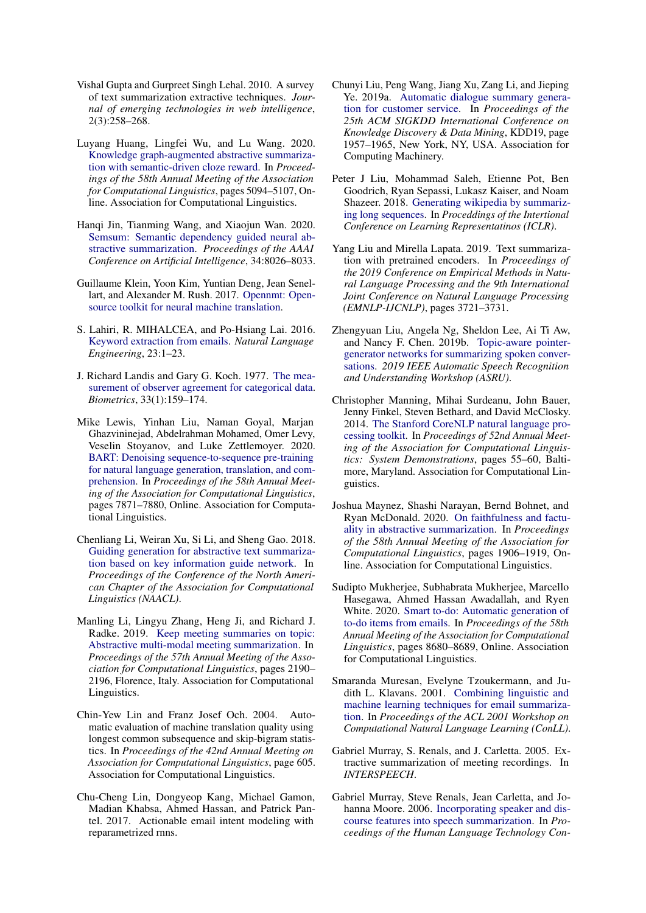Vishal Gupta and Gurpreet Singh Lehal. 2010. A survey of text summarization extractive techniques. *Journal of emerging technologies in web intelligence*, 2(3):258–268.

Luyang Huang, Lingfei Wu, and Lu Wang. 2020. Knowledge graph-augmented abstractive summarization with semantic-driven cloze reward. In *Proceedings of the 58th Annual Meeting of the Association for Computational Linguistics*, pages 5094–5107, Online. Association for Computational Linguistics.

Hanqi Jin, Tianming Wang, and Xiaojun Wan. 2020. Semsum: Semantic dependency guided neural abstractive summarization. *Proceedings of the AAAI Conference on Artificial Intelligence*, 34:8026–8033.

Guillaume Klein, Yoon Kim, Yuntian Deng, Jean Senellart, and Alexander M. Rush. 2017. Opennmt: Open-source toolkit for neural machine translation.

S. Lahiri, R. MIHALCEA, and Po-Hsiang Lai. 2016. Keyword extraction from emails. *Natural Language Engineering*, 23:1–23.

J. Richard Landis and Gary G. Koch. 1977. The measurement of observer agreement for categorical data. *Biometrics*, 33(1):159–174.

Mike Lewis, Yinhan Liu, Naman Goyal, Marjan Ghazvininejad, Abdelrahman Mohamed, Omer Levy, Veselin Stoyanov, and Luke Zettlemoyer. 2020. BART: Denoising sequence-to-sequence pre-training for natural language generation, translation, and comprehension. In *Proceedings of the 58th Annual Meeting of the Association for Computational Linguistics*, pages 7871–7880, Online. Association for Computational Linguistics.

Chenliang Li, Weiran Xu, Si Li, and Sheng Gao. 2018. Guiding generation for abstractive text summarization based on key information guide network. In *Proceedings of the Conference of the North American Chapter of the Association for Computational Linguistics (NAACL)*.

Manling Li, Lingyu Zhang, Heng Ji, and Richard J. Radke. 2019. Keep meeting summaries on topic: Abstractive multi-modal meeting summarization. In *Proceedings of the 57th Annual Meeting of the Association for Computational Linguistics*, pages 2190–2196, Florence, Italy. Association for Computational Linguistics.

Chin-Yew Lin and Franz Josef Och. 2004. Automatic evaluation of machine translation quality using longest common subsequence and skip-bigram statistics. In *Proceedings of the 42nd Annual Meeting on Association for Computational Linguistics*, page 605. Association for Computational Linguistics.

Chu-Cheng Lin, Dongyeop Kang, Michael Gamon, Madian Khabsa, Ahmed Hassan, and Patrick Pantel. 2017. Actionable email intent modeling with reparametrized rnns.

Chunyi Liu, Peng Wang, Jiang Xu, Zang Li, and Jieping Ye. 2019a. Automatic dialogue summary generation for customer service. In *Proceedings of the 25th ACM SIGKDD International Conference on Knowledge Discovery & Data Mining*, KDD19, page 1957–1965, New York, NY, USA. Association for Computing Machinery.

Peter J Liu, Mohammad Saleh, Etienne Pot, Ben Goodrich, Ryan Sepassi, Lukasz Kaiser, and Noam Shazeer. 2018. Generating wikipedia by summarizing long sequences. In *Proceddings of the Intertional Conference on Learning Representatinos (ICLR)*.

Yang Liu and Mirella Lapata. 2019. Text summarization with pretrained encoders. In *Proceedings of the 2019 Conference on Empirical Methods in Natural Language Processing and the 9th International Joint Conference on Natural Language Processing (EMNLP-IJCNLP)*, pages 3721–3731.

Zhengyuan Liu, Angela Ng, Sheldon Lee, Ai Ti Aw, and Nancy F. Chen. 2019b. Topic-aware pointer-generator networks for summarizing spoken conversations. *2019 IEEE Automatic Speech Recognition and Understanding Workshop (ASRU)*.

Christopher Manning, Mihai Surdeanu, John Bauer, Jenny Finkel, Steven Bethard, and David McClosky. 2014. The Stanford CoreNLP natural language processing toolkit. In *Proceedings of 52nd Annual Meeting of the Association for Computational Linguistics: System Demonstrations*, pages 55–60, Baltimore, Maryland. Association for Computational Linguistics.

Joshua Maynez, Shashi Narayan, Bernd Bohnet, and Ryan McDonald. 2020. On faithfulness and factuality in abstractive summarization. In *Proceedings of the 58th Annual Meeting of the Association for Computational Linguistics*, pages 1906–1919, Online. Association for Computational Linguistics.

Sudipto Mukherjee, Subhabrata Mukherjee, Marcello Hasegawa, Ahmed Hassan Awadallah, and Ryen White. 2020. Smart to-do: Automatic generation of to-do items from emails. In *Proceedings of the 58th Annual Meeting of the Association for Computational Linguistics*, pages 8680–8689, Online. Association for Computational Linguistics.

Smaranda Muresan, Evelyne Tzoukermann, and Judith L. Klavans. 2001. Combining linguistic and machine learning techniques for email summarization. In *Proceedings of the ACL 2001 Workshop on Computational Natural Language Learning (ConLL)*.

Gabriel Murray, S. Renals, and J. Carletta. 2005. Extractive summarization of meeting recordings. In *INTERSPEECH*.

Gabriel Murray, Steve Renals, Jean Carletta, and Johanna Moore. 2006. Incorporating speaker and discourse features into speech summarization. In *Proceedings of the Human Language Technology Con-*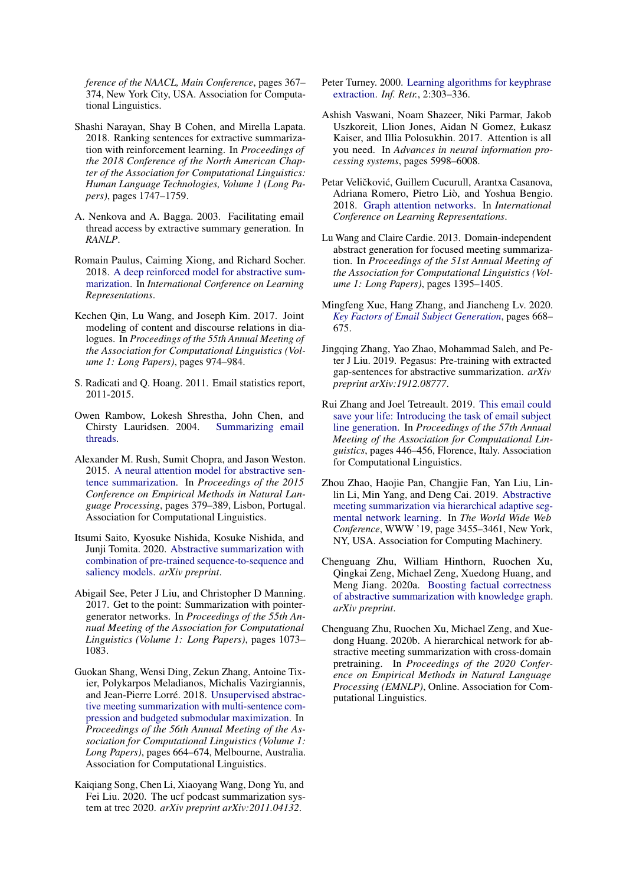*ference of the NAACL, Main Conference*, pages 367–374, New York City, USA. Association for Computational Linguistics.

Shashi Narayan, Shay B Cohen, and Mirella Lapata. 2018. Ranking sentences for extractive summarization with reinforcement learning. In *Proceedings of the 2018 Conference of the North American Chapter of the Association for Computational Linguistics: Human Language Technologies, Volume 1 (Long Papers)*, pages 1747–1759.

A. Nenkova and A. Bagga. 2003. Facilitating email thread access by extractive summary generation. In *RANLP*.

Romain Paulus, Caiming Xiong, and Richard Socher. 2018. A deep reinforced model for abstractive summarization. In *International Conference on Learning Representations*.

Kechen Qin, Lu Wang, and Joseph Kim. 2017. Joint modeling of content and discourse relations in dialogues. In *Proceedings of the 55th Annual Meeting of the Association for Computational Linguistics (Volume 1: Long Papers)*, pages 974–984.

S. Radicati and Q. Hoang. 2011. Email statistics report, 2011-2015.

Owen Rambow, Lokesh Shrestha, John Chen, and Chirsty Lauridsen. 2004. Summarizing email threads.

Alexander M. Rush, Sumit Chopra, and Jason Weston. 2015. A neural attention model for abstractive sentence summarization. In *Proceedings of the 2015 Conference on Empirical Methods in Natural Language Processing*, pages 379–389, Lisbon, Portugal. Association for Computational Linguistics.

Itsumi Saito, Kyosuke Nishida, Kosuke Nishida, and Junji Tomita. 2020. Abstractive summarization with combination of pre-trained sequence-to-sequence and saliency models. *arXiv preprint*.

Abigail See, Peter J Liu, and Christopher D Manning. 2017. Get to the point: Summarization with pointer-generator networks. In *Proceedings of the 55th Annual Meeting of the Association for Computational Linguistics (Volume 1: Long Papers)*, pages 1073–1083.

Guokan Shang, Wensi Ding, Zekun Zhang, Antoine Tixier, Polykarpos Meladianos, Michalis Vazirgiannis, and Jean-Pierre Lorré. 2018. Unsupervised abstractive meeting summarization with multi-sentence compression and budgeted submodular maximization. In *Proceedings of the 56th Annual Meeting of the Association for Computational Linguistics (Volume 1: Long Papers)*, pages 664–674, Melbourne, Australia. Association for Computational Linguistics.

Kaiqiang Song, Chen Li, Xiaoyang Wang, Dong Yu, and Fei Liu. 2020. The ucf podcast summarization system at trec 2020. *arXiv preprint arXiv:2011.04132*.

Peter Turney. 2000. Learning algorithms for keyphrase extraction. *Inf. Retr.*, 2:303–336.

Ashish Vaswani, Noam Shazeer, Niki Parmar, Jakob Uszkoreit, Llion Jones, Aidan N Gomez, Łukasz Kaiser, and Illia Polosukhin. 2017. Attention is all you need. In *Advances in neural information processing systems*, pages 5998–6008.

Petar Veličković, Guillem Cucurull, Arantxa Casanova, Adriana Romero, Pietro Liò, and Yoshua Bengio. 2018. Graph attention networks. In *International Conference on Learning Representations*.

Lu Wang and Claire Cardie. 2013. Domain-independent abstract generation for focused meeting summarization. In *Proceedings of the 51st Annual Meeting of the Association for Computational Linguistics (Volume 1: Long Papers)*, pages 1395–1405.

Mingfeng Xue, Hang Zhang, and Jiancheng Lv. 2020. *Key Factors of Email Subject Generation*, pages 668–675.

Jingqing Zhang, Yao Zhao, Mohammad Saleh, and Peter J Liu. 2019. Pegasus: Pre-training with extracted gap-sentences for abstractive summarization. *arXiv preprint arXiv:1912.08777*.

Rui Zhang and Joel Tetreault. 2019. This email could save your life: Introducing the task of email subject line generation. In *Proceedings of the 57th Annual Meeting of the Association for Computational Linguistics*, pages 446–456, Florence, Italy. Association for Computational Linguistics.

Zhou Zhao, Haojie Pan, Changjie Fan, Yan Liu, Linlin Li, Min Yang, and Deng Cai. 2019. Abstractive meeting summarization via hierarchical adaptive segmental network learning. In *The World Wide Web Conference*, WWW '19, page 3455–3461, New York, NY, USA. Association for Computing Machinery.

Chenguang Zhu, William Hinthorn, Ruochen Xu, Qingkai Zeng, Michael Zeng, Xuedong Huang, and Meng Jiang. 2020a. Boosting factual correctness of abstractive summarization with knowledge graph. *arXiv preprint*.

Chenguang Zhu, Ruochen Xu, Michael Zeng, and Xuedong Huang. 2020b. A hierarchical network for abstractive meeting summarization with cross-domain pretraining. In *Proceedings of the 2020 Conference on Empirical Methods in Natural Language Processing (EMNLP)*, Online. Association for Computational Linguistics.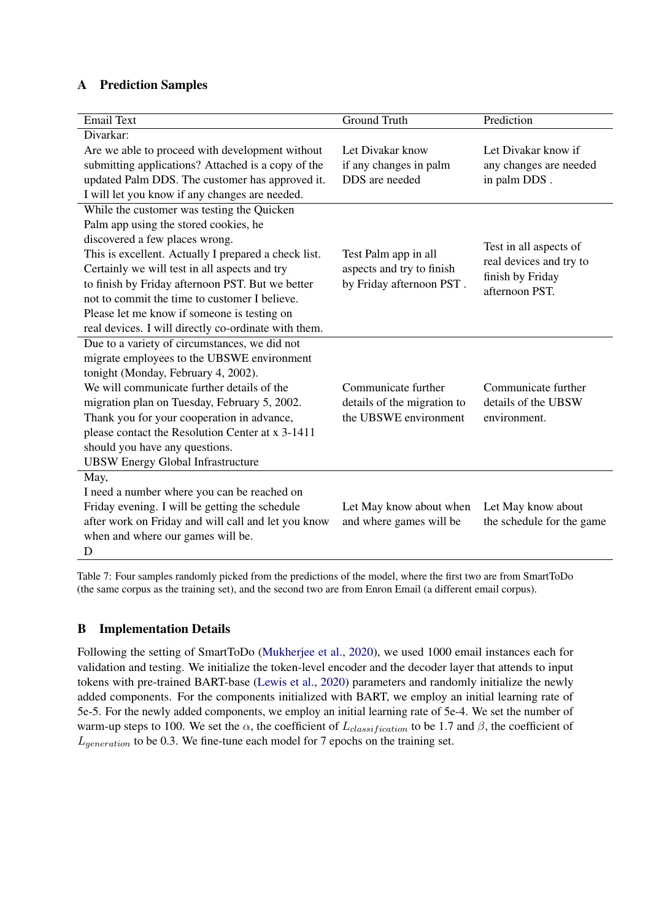## A Prediction Samples

| Email Text | Ground Truth | Prediction |
|---|---|---|
| Divarkar:<br>Are we able to proceed with development without submitting applications? Attached is a copy of the updated Palm DDS. The customer has approved it. I will let you know if any changes are needed. | Let Divakar know if any changes in palm DDS are needed | Let Divakar know if any changes are needed in palm DDS . |
| While the customer was testing the Quicken Palm app using the stored cookies, he discovered a few places wrong.<br>This is excellent. Actually I prepared a check list. Certainly we will test in all aspects and try to finish by Friday afternoon PST. But we better not to commit the time to customer I believe. Please let me know if someone is testing on real devices. I will directly co-ordinate with them. | Test Palm app in all aspects and try to finish by Friday afternoon PST . | Test in all aspects of real devices and try to finish by Friday afternoon PST. |
| Due to a variety of circumstances, we did not migrate employees to the UBSWE environment tonight (Monday, February 4, 2002).<br>We will communicate further details of the migration plan on Tuesday, February 5, 2002. Thank you for your cooperation in advance, please contact the Resolution Center at x 3-1411 should you have any questions.<br>UBSW Energy Global Infrastructure | Communicate further details of the migration to the UBSWE environment | Communicate further details of the UBSW environment. |
| May,<br>I need a number where you can be reached on Friday evening. I will be getting the schedule after work on Friday and will call and let you know when and where our games will be.<br>D | Let May know about when and where games will be | Let May know about the schedule for the game |

Table 7: Four samples randomly picked from the predictions of the model, where the first two are from SmartToDo (the same corpus as the training set), and the second two are from Enron Email (a different email corpus).

## B Implementation Details

Following the setting of SmartToDo (Mukherjee et al., 2020), we used 1000 email instances each for validation and testing. We initialize the token-level encoder and the decoder layer that attends to input tokens with pre-trained BART-base (Lewis et al., 2020) parameters and randomly initialize the newly added components. For the components initialized with BART, we employ an initial learning rate of 5e-5. For the newly added components, we employ an initial learning rate of 5e-4. We set the number of warm-up steps to 100. We set the $\alpha$, the coefficient of $L_{classification}$ to be 1.7 and $\beta$, the coefficient of $L_{generation}$ to be 0.3. We fine-tune each model for 7 epochs on the training set.